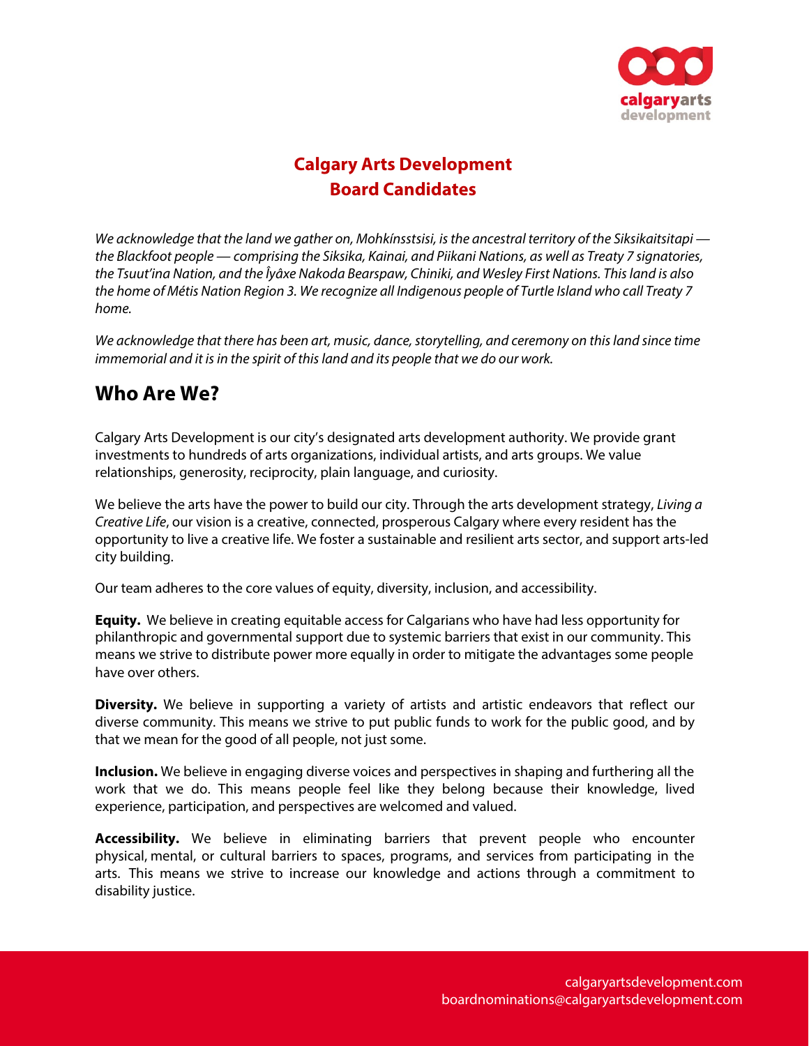# Calgary Arts Development
# Board Candidates

*We acknowledge that the land we gather on, Mohkínsstsisi, is the ancestral territory of the Siksikaitsitapi — the Blackfoot people — comprising the Siksika, Kainai, and Piikani Nations, as well as Treaty 7 signatories, the Tsuut'ina Nation, and the Îyâxe Nakoda Bearspaw, Chiniki, and Wesley First Nations. This land is also the home of Métis Nation Region 3. We recognize all Indigenous people of Turtle Island who call Treaty 7 home.*

*We acknowledge that there has been art, music, dance, storytelling, and ceremony on this land since time immemorial and it is in the spirit of this land and its people that we do our work.*

## Who Are We?

Calgary Arts Development is our city's designated arts development authority. We provide grant investments to hundreds of arts organizations, individual artists, and arts groups. We value relationships, generosity, reciprocity, plain language, and curiosity.

We believe the arts have the power to build our city. Through the arts development strategy, *Living a Creative Life*, our vision is a creative, connected, prosperous Calgary where every resident has the opportunity to live a creative life. We foster a sustainable and resilient arts sector, and support arts-led city building.

Our team adheres to the core values of equity, diversity, inclusion, and accessibility.

**Equity.** We believe in creating equitable access for Calgarians who have had less opportunity for philanthropic and governmental support due to systemic barriers that exist in our community. This means we strive to distribute power more equally in order to mitigate the advantages some people have over others.

**Diversity.** We believe in supporting a variety of artists and artistic endeavors that reflect our diverse community. This means we strive to put public funds to work for the public good, and by that we mean for the good of all people, not just some.

**Inclusion.** We believe in engaging diverse voices and perspectives in shaping and furthering all the work that we do. This means people feel like they belong because their knowledge, lived experience, participation, and perspectives are welcomed and valued.

**Accessibility.** We believe in eliminating barriers that prevent people who encounter physical, mental, or cultural barriers to spaces, programs, and services from participating in the arts. This means we strive to increase our knowledge and actions through a commitment to disability justice.

calgaryartsdevelopment.com
boardnominations@calgaryartsdevelopment.com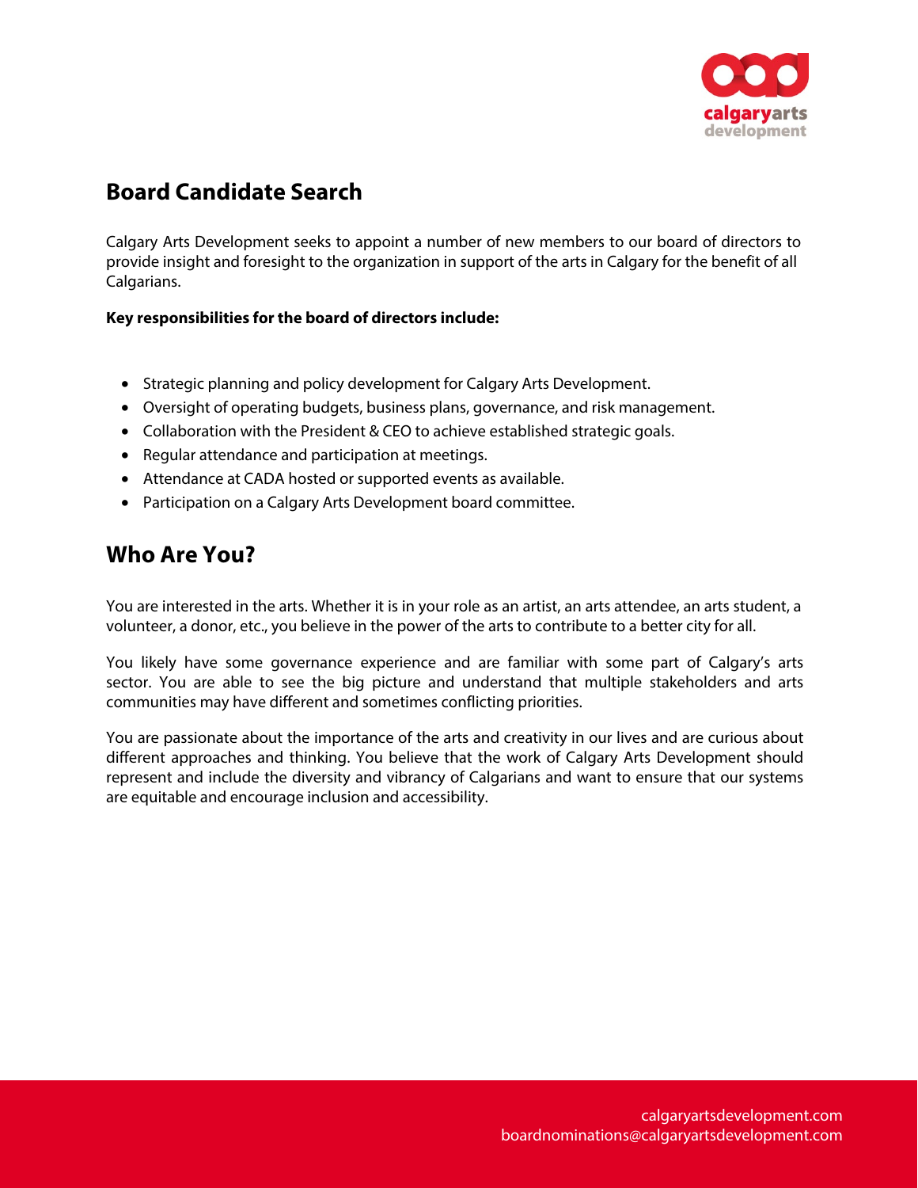## Board Candidate Search

Calgary Arts Development seeks to appoint a number of new members to our board of directors to provide insight and foresight to the organization in support of the arts in Calgary for the benefit of all Calgarians.

**Key responsibilities for the board of directors include:**

- Strategic planning and policy development for Calgary Arts Development.
- Oversight of operating budgets, business plans, governance, and risk management.
- Collaboration with the President & CEO to achieve established strategic goals.
- Regular attendance and participation at meetings.
- Attendance at CADA hosted or supported events as available.
- Participation on a Calgary Arts Development board committee.

## Who Are You?

You are interested in the arts. Whether it is in your role as an artist, an arts attendee, an arts student, a volunteer, a donor, etc., you believe in the power of the arts to contribute to a better city for all.

You likely have some governance experience and are familiar with some part of Calgary's arts sector. You are able to see the big picture and understand that multiple stakeholders and arts communities may have different and sometimes conflicting priorities.

You are passionate about the importance of the arts and creativity in our lives and are curious about different approaches and thinking. You believe that the work of Calgary Arts Development should represent and include the diversity and vibrancy of Calgarians and want to ensure that our systems are equitable and encourage inclusion and accessibility.

calgaryartsdevelopment.com
boardnominations@calgaryartsdevelopment.com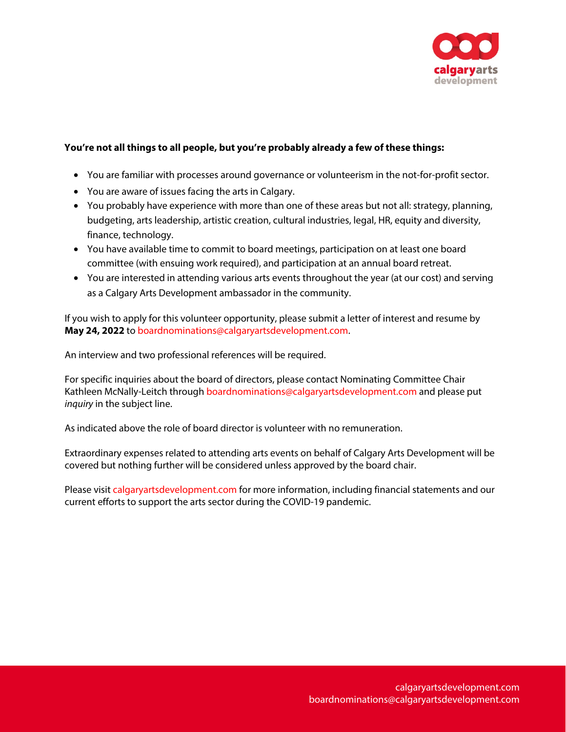**You're not all things to all people, but you're probably already a few of these things:**

- You are familiar with processes around governance or volunteerism in the not-for-profit sector.
- You are aware of issues facing the arts in Calgary.
- You probably have experience with more than one of these areas but not all: strategy, planning, budgeting, arts leadership, artistic creation, cultural industries, legal, HR, equity and diversity, finance, technology.
- You have available time to commit to board meetings, participation on at least one board committee (with ensuing work required), and participation at an annual board retreat.
- You are interested in attending various arts events throughout the year (at our cost) and serving as a Calgary Arts Development ambassador in the community.

If you wish to apply for this volunteer opportunity, please submit a letter of interest and resume by **May 24, 2022** to boardnominations@calgaryartsdevelopment.com.

An interview and two professional references will be required.

For specific inquiries about the board of directors, please contact Nominating Committee Chair Kathleen McNally-Leitch through boardnominations@calgaryartsdevelopment.com and please put *inquiry* in the subject line.

As indicated above the role of board director is volunteer with no remuneration.

Extraordinary expenses related to attending arts events on behalf of Calgary Arts Development will be covered but nothing further will be considered unless approved by the board chair.

Please visit calgaryartsdevelopment.com for more information, including financial statements and our current efforts to support the arts sector during the COVID-19 pandemic.